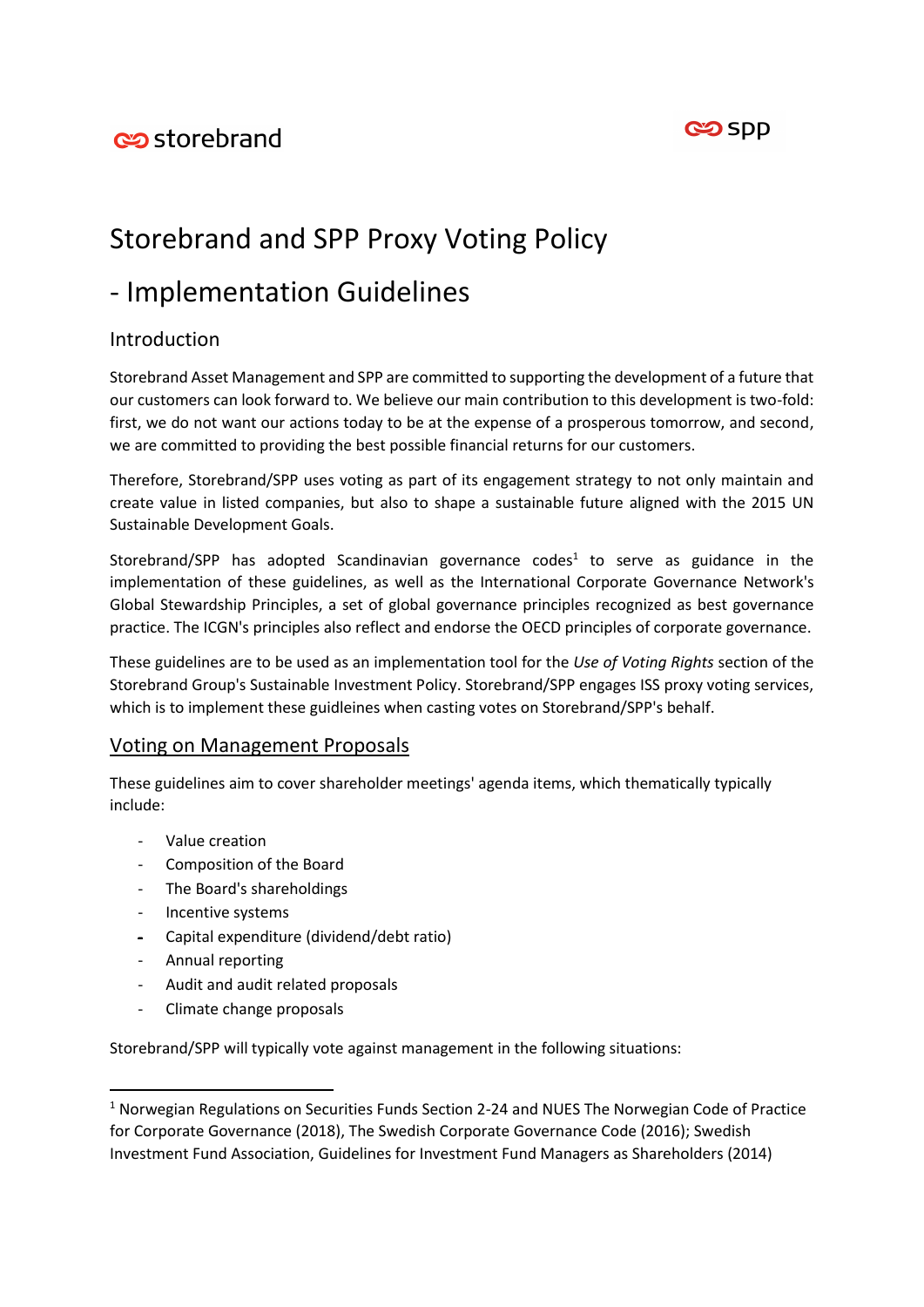# Storebrand and SPP Proxy Voting Policy

# - Implementation Guidelines

## Introduction

Storebrand Asset Management and SPP are committed to supporting the development of a future that our customers can look forward to. We believe our main contribution to this development is two-fold: first, we do not want our actions today to be at the expense of a prosperous tomorrow, and second, we are committed to providing the best possible financial returns for our customers.

Therefore, Storebrand/SPP uses voting as part of its engagement strategy to not only maintain and create value in listed companies, but also to shape a sustainable future aligned with the 2015 UN Sustainable Development Goals.

Storebrand/SPP has adopted Scandinavian governance codes[1] to serve as guidance in the implementation of these guidelines, as well as the International Corporate Governance Network's Global Stewardship Principles, a set of global governance principles recognized as best governance practice. The ICGN's principles also reflect and endorse the OECD principles of corporate governance.

These guidelines are to be used as an implementation tool for the *Use of Voting Rights* section of the Storebrand Group's Sustainable Investment Policy. Storebrand/SPP engages ISS proxy voting services, which is to implement these guidleines when casting votes on Storebrand/SPP's behalf.

## Voting on Management Proposals

These guidelines aim to cover shareholder meetings' agenda items, which thematically typically include:

- Value creation
- Composition of the Board
- The Board's shareholdings
- Incentive systems
- Capital expenditure (dividend/debt ratio)
- Annual reporting
- Audit and audit related proposals
- Climate change proposals

Storebrand/SPP will typically vote against management in the following situations:

---

[1] Norwegian Regulations on Securities Funds Section 2-24 and NUES The Norwegian Code of Practice for Corporate Governance (2018), The Swedish Corporate Governance Code (2016); Swedish Investment Fund Association, Guidelines for Investment Fund Managers as Shareholders (2014)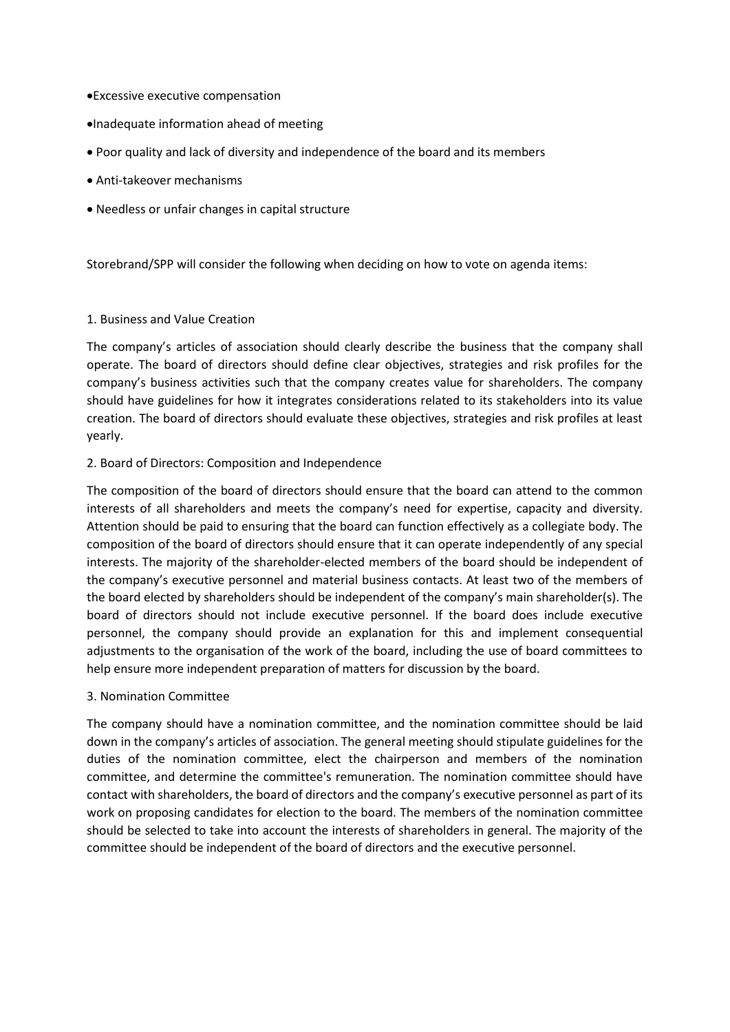- Excessive executive compensation
- Inadequate information ahead of meeting
- Poor quality and lack of diversity and independence of the board and its members
- Anti-takeover mechanisms
- Needless or unfair changes in capital structure

Storebrand/SPP will consider the following when deciding on how to vote on agenda items:

### 1. Business and Value Creation

The company's articles of association should clearly describe the business that the company shall operate. The board of directors should define clear objectives, strategies and risk profiles for the company's business activities such that the company creates value for shareholders. The company should have guidelines for how it integrates considerations related to its stakeholders into its value creation. The board of directors should evaluate these objectives, strategies and risk profiles at least yearly.

### 2. Board of Directors: Composition and Independence

The composition of the board of directors should ensure that the board can attend to the common interests of all shareholders and meets the company's need for expertise, capacity and diversity. Attention should be paid to ensuring that the board can function effectively as a collegiate body. The composition of the board of directors should ensure that it can operate independently of any special interests. The majority of the shareholder-elected members of the board should be independent of the company's executive personnel and material business contacts. At least two of the members of the board elected by shareholders should be independent of the company's main shareholder(s). The board of directors should not include executive personnel. If the board does include executive personnel, the company should provide an explanation for this and implement consequential adjustments to the organisation of the work of the board, including the use of board committees to help ensure more independent preparation of matters for discussion by the board.

### 3. Nomination Committee

The company should have a nomination committee, and the nomination committee should be laid down in the company's articles of association. The general meeting should stipulate guidelines for the duties of the nomination committee, elect the chairperson and members of the nomination committee, and determine the committee's remuneration. The nomination committee should have contact with shareholders, the board of directors and the company's executive personnel as part of its work on proposing candidates for election to the board. The members of the nomination committee should be selected to take into account the interests of shareholders in general. The majority of the committee should be independent of the board of directors and the executive personnel.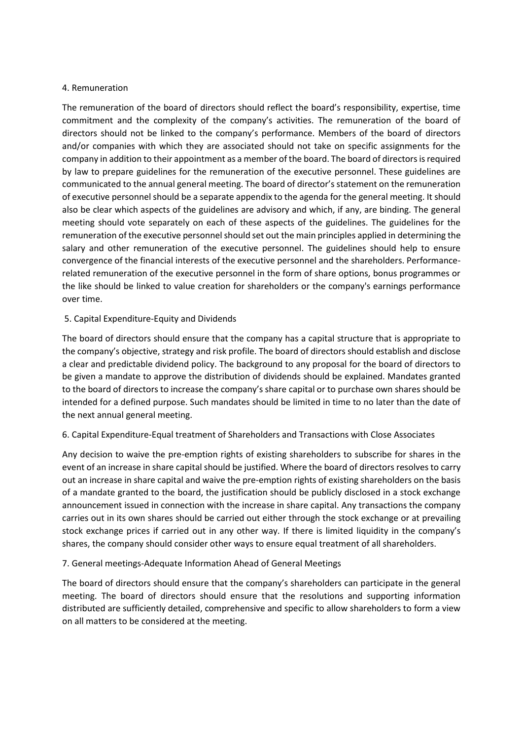## 4. Remuneration

The remuneration of the board of directors should reflect the board's responsibility, expertise, time commitment and the complexity of the company's activities. The remuneration of the board of directors should not be linked to the company's performance. Members of the board of directors and/or companies with which they are associated should not take on specific assignments for the company in addition to their appointment as a member of the board. The board of directors is required by law to prepare guidelines for the remuneration of the executive personnel. These guidelines are communicated to the annual general meeting. The board of director's statement on the remuneration of executive personnel should be a separate appendix to the agenda for the general meeting. It should also be clear which aspects of the guidelines are advisory and which, if any, are binding. The general meeting should vote separately on each of these aspects of the guidelines. The guidelines for the remuneration of the executive personnel should set out the main principles applied in determining the salary and other remuneration of the executive personnel. The guidelines should help to ensure convergence of the financial interests of the executive personnel and the shareholders. Performance-related remuneration of the executive personnel in the form of share options, bonus programmes or the like should be linked to value creation for shareholders or the company's earnings performance over time.

## 5. Capital Expenditure-Equity and Dividends

The board of directors should ensure that the company has a capital structure that is appropriate to the company's objective, strategy and risk profile. The board of directors should establish and disclose a clear and predictable dividend policy. The background to any proposal for the board of directors to be given a mandate to approve the distribution of dividends should be explained. Mandates granted to the board of directors to increase the company's share capital or to purchase own shares should be intended for a defined purpose. Such mandates should be limited in time to no later than the date of the next annual general meeting.

## 6. Capital Expenditure-Equal treatment of Shareholders and Transactions with Close Associates

Any decision to waive the pre-emption rights of existing shareholders to subscribe for shares in the event of an increase in share capital should be justified. Where the board of directors resolves to carry out an increase in share capital and waive the pre-emption rights of existing shareholders on the basis of a mandate granted to the board, the justification should be publicly disclosed in a stock exchange announcement issued in connection with the increase in share capital. Any transactions the company carries out in its own shares should be carried out either through the stock exchange or at prevailing stock exchange prices if carried out in any other way. If there is limited liquidity in the company's shares, the company should consider other ways to ensure equal treatment of all shareholders.

## 7. General meetings-Adequate Information Ahead of General Meetings

The board of directors should ensure that the company's shareholders can participate in the general meeting. The board of directors should ensure that the resolutions and supporting information distributed are sufficiently detailed, comprehensive and specific to allow shareholders to form a view on all matters to be considered at the meeting.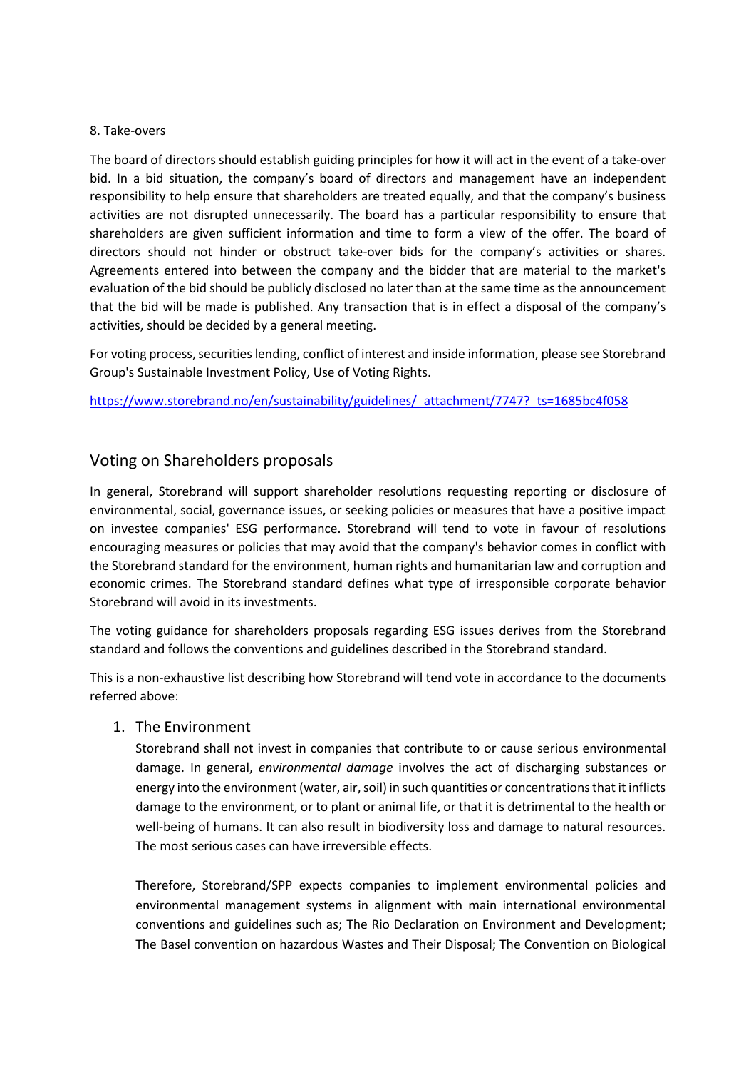8. Take-overs

The board of directors should establish guiding principles for how it will act in the event of a take-over bid. In a bid situation, the company's board of directors and management have an independent responsibility to help ensure that shareholders are treated equally, and that the company's business activities are not disrupted unnecessarily. The board has a particular responsibility to ensure that shareholders are given sufficient information and time to form a view of the offer. The board of directors should not hinder or obstruct take-over bids for the company's activities or shares. Agreements entered into between the company and the bidder that are material to the market's evaluation of the bid should be publicly disclosed no later than at the same time as the announcement that the bid will be made is published. Any transaction that is in effect a disposal of the company's activities, should be decided by a general meeting.

For voting process, securities lending, conflict of interest and inside information, please see Storebrand Group's Sustainable Investment Policy, Use of Voting Rights.

https://www.storebrand.no/en/sustainability/guidelines/_attachment/7747?_ts=1685bc4f058

## Voting on Shareholders proposals

In general, Storebrand will support shareholder resolutions requesting reporting or disclosure of environmental, social, governance issues, or seeking policies or measures that have a positive impact on investee companies' ESG performance. Storebrand will tend to vote in favour of resolutions encouraging measures or policies that may avoid that the company's behavior comes in conflict with the Storebrand standard for the environment, human rights and humanitarian law and corruption and economic crimes. The Storebrand standard defines what type of irresponsible corporate behavior Storebrand will avoid in its investments.

The voting guidance for shareholders proposals regarding ESG issues derives from the Storebrand standard and follows the conventions and guidelines described in the Storebrand standard.

This is a non-exhaustive list describing how Storebrand will tend vote in accordance to the documents referred above:

### 1. The Environment

Storebrand shall not invest in companies that contribute to or cause serious environmental damage. In general, *environmental damage* involves the act of discharging substances or energy into the environment (water, air, soil) in such quantities or concentrations that it inflicts damage to the environment, or to plant or animal life, or that it is detrimental to the health or well-being of humans. It can also result in biodiversity loss and damage to natural resources. The most serious cases can have irreversible effects.

Therefore, Storebrand/SPP expects companies to implement environmental policies and environmental management systems in alignment with main international environmental conventions and guidelines such as; The Rio Declaration on Environment and Development; The Basel convention on hazardous Wastes and Their Disposal; The Convention on Biological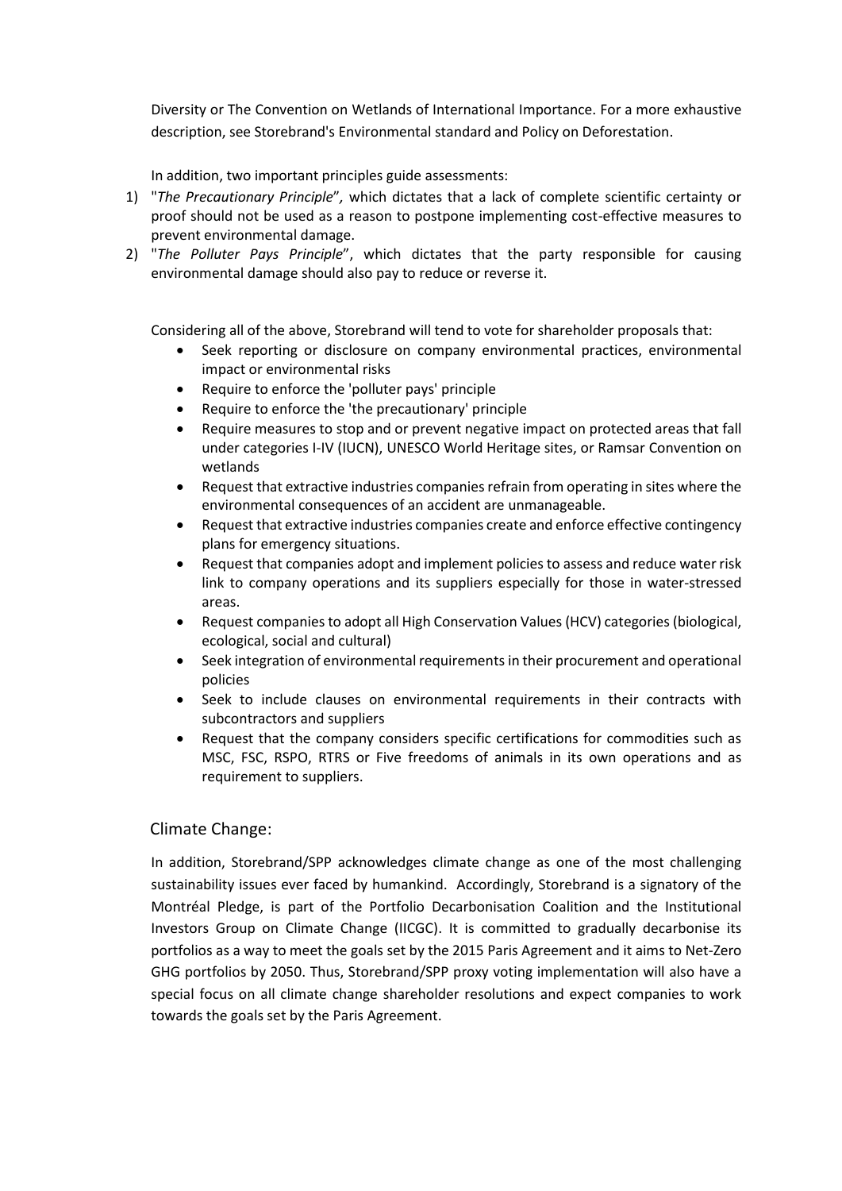Diversity or The Convention on Wetlands of International Importance. For a more exhaustive description, see Storebrand's Environmental standard and Policy on Deforestation.

In addition, two important principles guide assessments:

1) "*The Precautionary Principle*", which dictates that a lack of complete scientific certainty or proof should not be used as a reason to postpone implementing cost-effective measures to prevent environmental damage.
2) "*The Polluter Pays Principle*", which dictates that the party responsible for causing environmental damage should also pay to reduce or reverse it.

Considering all of the above, Storebrand will tend to vote for shareholder proposals that:

- Seek reporting or disclosure on company environmental practices, environmental impact or environmental risks
- Require to enforce the 'polluter pays' principle
- Require to enforce the 'the precautionary' principle
- Require measures to stop and or prevent negative impact on protected areas that fall under categories I-IV (IUCN), UNESCO World Heritage sites, or Ramsar Convention on wetlands
- Request that extractive industries companies refrain from operating in sites where the environmental consequences of an accident are unmanageable.
- Request that extractive industries companies create and enforce effective contingency plans for emergency situations.
- Request that companies adopt and implement policies to assess and reduce water risk link to company operations and its suppliers especially for those in water-stressed areas.
- Request companies to adopt all High Conservation Values (HCV) categories (biological, ecological, social and cultural)
- Seek integration of environmental requirements in their procurement and operational policies
- Seek to include clauses on environmental requirements in their contracts with subcontractors and suppliers
- Request that the company considers specific certifications for commodities such as MSC, FSC, RSPO, RTRS or Five freedoms of animals in its own operations and as requirement to suppliers.

## Climate Change:

In addition, Storebrand/SPP acknowledges climate change as one of the most challenging sustainability issues ever faced by humankind. Accordingly, Storebrand is a signatory of the Montréal Pledge, is part of the Portfolio Decarbonisation Coalition and the Institutional Investors Group on Climate Change (IICGC). It is committed to gradually decarbonise its portfolios as a way to meet the goals set by the 2015 Paris Agreement and it aims to Net-Zero GHG portfolios by 2050. Thus, Storebrand/SPP proxy voting implementation will also have a special focus on all climate change shareholder resolutions and expect companies to work towards the goals set by the Paris Agreement.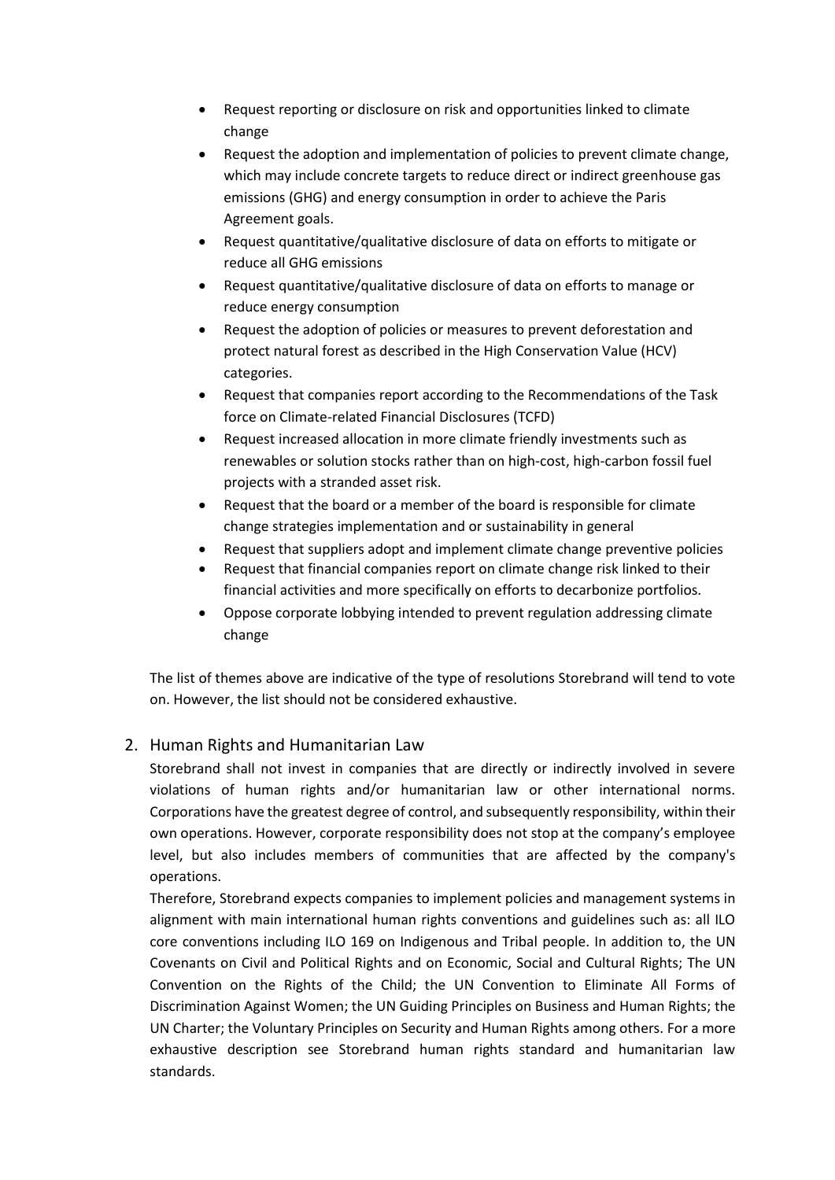- Request reporting or disclosure on risk and opportunities linked to climate change
- Request the adoption and implementation of policies to prevent climate change, which may include concrete targets to reduce direct or indirect greenhouse gas emissions (GHG) and energy consumption in order to achieve the Paris Agreement goals.
- Request quantitative/qualitative disclosure of data on efforts to mitigate or reduce all GHG emissions
- Request quantitative/qualitative disclosure of data on efforts to manage or reduce energy consumption
- Request the adoption of policies or measures to prevent deforestation and protect natural forest as described in the High Conservation Value (HCV) categories.
- Request that companies report according to the Recommendations of the Task force on Climate-related Financial Disclosures (TCFD)
- Request increased allocation in more climate friendly investments such as renewables or solution stocks rather than on high-cost, high-carbon fossil fuel projects with a stranded asset risk.
- Request that the board or a member of the board is responsible for climate change strategies implementation and or sustainability in general
- Request that suppliers adopt and implement climate change preventive policies
- Request that financial companies report on climate change risk linked to their financial activities and more specifically on efforts to decarbonize portfolios.
- Oppose corporate lobbying intended to prevent regulation addressing climate change

The list of themes above are indicative of the type of resolutions Storebrand will tend to vote on. However, the list should not be considered exhaustive.

## 2. Human Rights and Humanitarian Law

Storebrand shall not invest in companies that are directly or indirectly involved in severe violations of human rights and/or humanitarian law or other international norms. Corporations have the greatest degree of control, and subsequently responsibility, within their own operations. However, corporate responsibility does not stop at the company's employee level, but also includes members of communities that are affected by the company's operations.

Therefore, Storebrand expects companies to implement policies and management systems in alignment with main international human rights conventions and guidelines such as: all ILO core conventions including ILO 169 on Indigenous and Tribal people. In addition to, the UN Covenants on Civil and Political Rights and on Economic, Social and Cultural Rights; The UN Convention on the Rights of the Child; the UN Convention to Eliminate All Forms of Discrimination Against Women; the UN Guiding Principles on Business and Human Rights; the UN Charter; the Voluntary Principles on Security and Human Rights among others. For a more exhaustive description see Storebrand human rights standard and humanitarian law standards.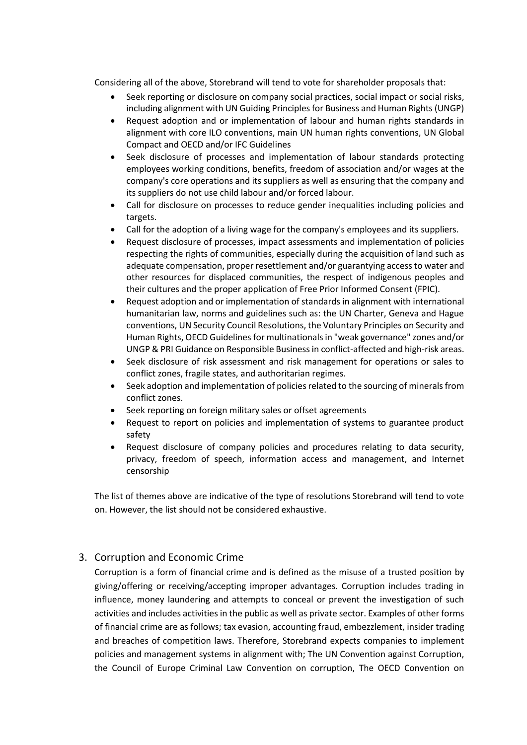Considering all of the above, Storebrand will tend to vote for shareholder proposals that:

- Seek reporting or disclosure on company social practices, social impact or social risks, including alignment with UN Guiding Principles for Business and Human Rights (UNGP)
- Request adoption and or implementation of labour and human rights standards in alignment with core ILO conventions, main UN human rights conventions, UN Global Compact and OECD and/or IFC Guidelines
- Seek disclosure of processes and implementation of labour standards protecting employees working conditions, benefits, freedom of association and/or wages at the company's core operations and its suppliers as well as ensuring that the company and its suppliers do not use child labour and/or forced labour.
- Call for disclosure on processes to reduce gender inequalities including policies and targets.
- Call for the adoption of a living wage for the company's employees and its suppliers.
- Request disclosure of processes, impact assessments and implementation of policies respecting the rights of communities, especially during the acquisition of land such as adequate compensation, proper resettlement and/or guarantying access to water and other resources for displaced communities, the respect of indigenous peoples and their cultures and the proper application of Free Prior Informed Consent (FPIC).
- Request adoption and or implementation of standards in alignment with international humanitarian law, norms and guidelines such as: the UN Charter, Geneva and Hague conventions, UN Security Council Resolutions, the Voluntary Principles on Security and Human Rights, OECD Guidelines for multinationals in "weak governance" zones and/or UNGP & PRI Guidance on Responsible Business in conflict-affected and high-risk areas.
- Seek disclosure of risk assessment and risk management for operations or sales to conflict zones, fragile states, and authoritarian regimes.
- Seek adoption and implementation of policies related to the sourcing of minerals from conflict zones.
- Seek reporting on foreign military sales or offset agreements
- Request to report on policies and implementation of systems to guarantee product safety
- Request disclosure of company policies and procedures relating to data security, privacy, freedom of speech, information access and management, and Internet censorship

The list of themes above are indicative of the type of resolutions Storebrand will tend to vote on. However, the list should not be considered exhaustive.

## 3. Corruption and Economic Crime

Corruption is a form of financial crime and is defined as the misuse of a trusted position by giving/offering or receiving/accepting improper advantages. Corruption includes trading in influence, money laundering and attempts to conceal or prevent the investigation of such activities and includes activities in the public as well as private sector. Examples of other forms of financial crime are as follows; tax evasion, accounting fraud, embezzlement, insider trading and breaches of competition laws. Therefore, Storebrand expects companies to implement policies and management systems in alignment with; The UN Convention against Corruption, the Council of Europe Criminal Law Convention on corruption, The OECD Convention on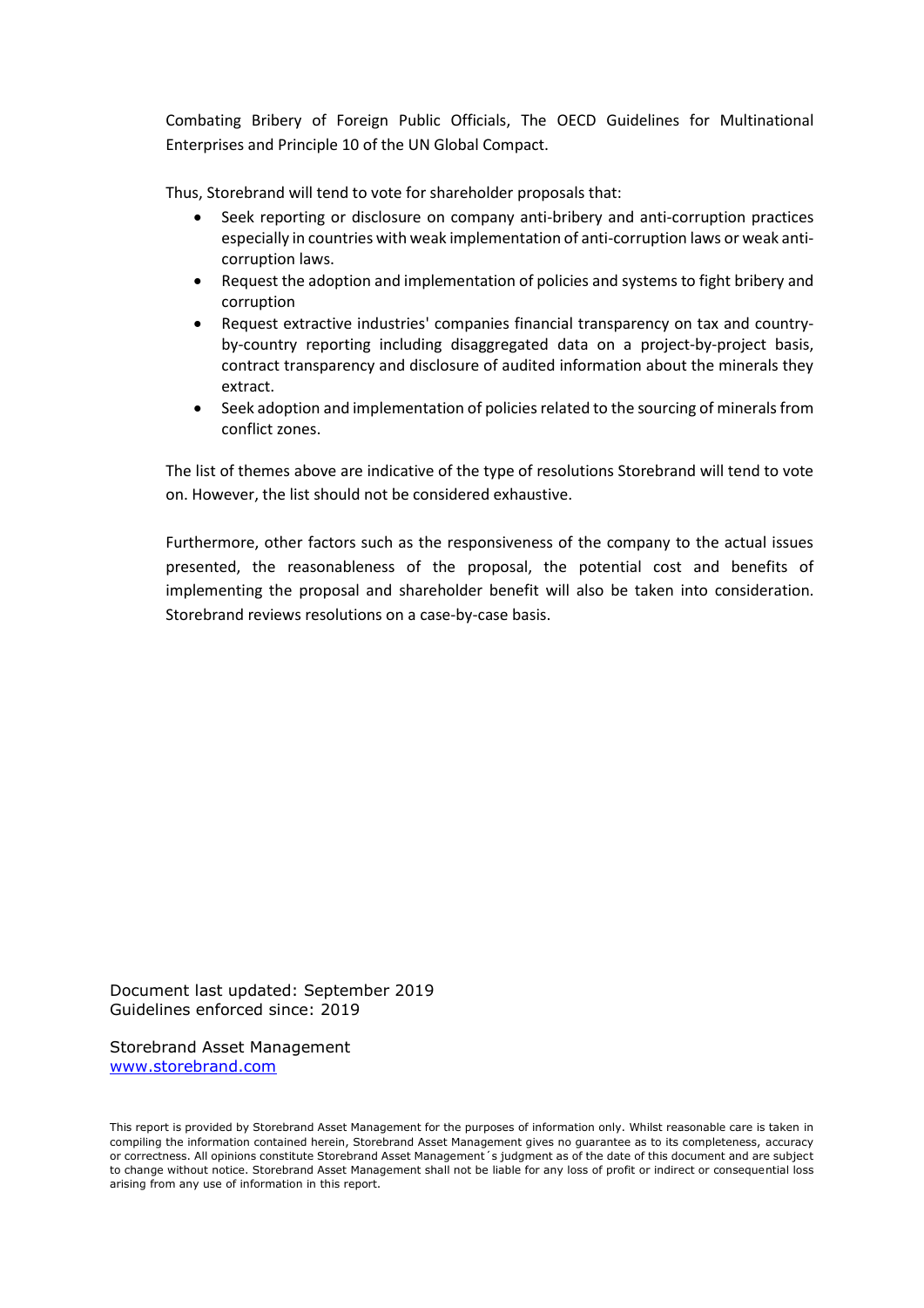Combating Bribery of Foreign Public Officials, The OECD Guidelines for Multinational Enterprises and Principle 10 of the UN Global Compact.

Thus, Storebrand will tend to vote for shareholder proposals that:

- Seek reporting or disclosure on company anti-bribery and anti-corruption practices especially in countries with weak implementation of anti-corruption laws or weak anti-corruption laws.
- Request the adoption and implementation of policies and systems to fight bribery and corruption
- Request extractive industries' companies financial transparency on tax and country-by-country reporting including disaggregated data on a project-by-project basis, contract transparency and disclosure of audited information about the minerals they extract.
- Seek adoption and implementation of policies related to the sourcing of minerals from conflict zones.

The list of themes above are indicative of the type of resolutions Storebrand will tend to vote on. However, the list should not be considered exhaustive.

Furthermore, other factors such as the responsiveness of the company to the actual issues presented, the reasonableness of the proposal, the potential cost and benefits of implementing the proposal and shareholder benefit will also be taken into consideration. Storebrand reviews resolutions on a case-by-case basis.

Document last updated: September 2019
Guidelines enforced since: 2019

Storebrand Asset Management
www.storebrand.com

This report is provided by Storebrand Asset Management for the purposes of information only. Whilst reasonable care is taken in compiling the information contained herein, Storebrand Asset Management gives no guarantee as to its completeness, accuracy or correctness. All opinions constitute Storebrand Asset Management´s judgment as of the date of this document and are subject to change without notice. Storebrand Asset Management shall not be liable for any loss of profit or indirect or consequential loss arising from any use of information in this report.